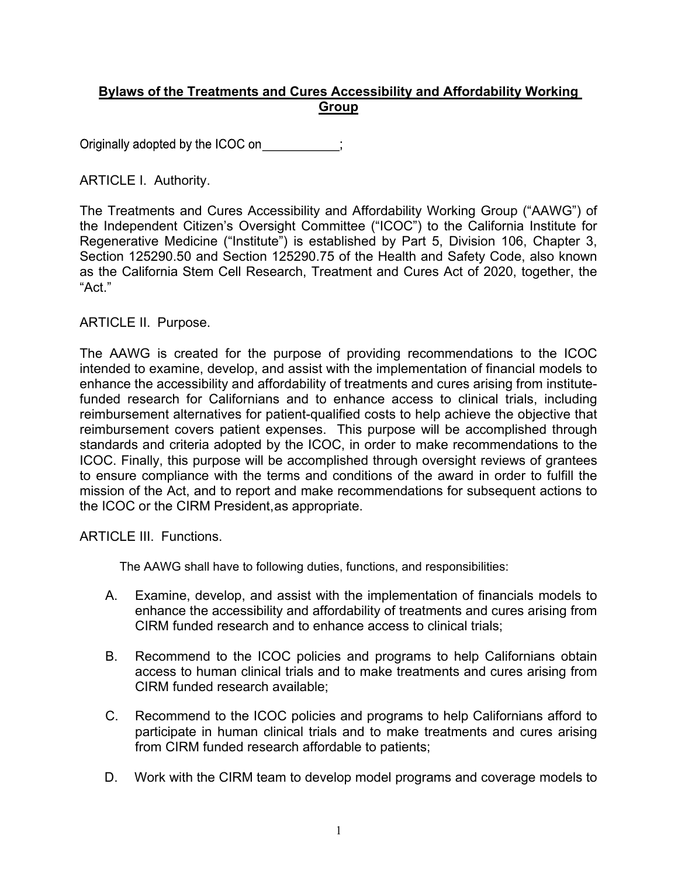**Bylaws of the Treatments and Cures Accessibility and Affordability Working Group**

Originally adopted by the ICOC on___________;

ARTICLE I. Authority.

The Treatments and Cures Accessibility and Affordability Working Group ("AAWG") of the Independent Citizen's Oversight Committee ("ICOC") to the California Institute for Regenerative Medicine ("Institute") is established by Part 5, Division 106, Chapter 3, Section 125290.50 and Section 125290.75 of the Health and Safety Code, also known as the California Stem Cell Research, Treatment and Cures Act of 2020, together, the "Act."

ARTICLE II. Purpose.

The AAWG is created for the purpose of providing recommendations to the ICOC intended to examine, develop, and assist with the implementation of financial models to enhance the accessibility and affordability of treatments and cures arising from institute-funded research for Californians and to enhance access to clinical trials, including reimbursement alternatives for patient-qualified costs to help achieve the objective that reimbursement covers patient expenses. This purpose will be accomplished through standards and criteria adopted by the ICOC, in order to make recommendations to the ICOC. Finally, this purpose will be accomplished through oversight reviews of grantees to ensure compliance with the terms and conditions of the award in order to fulfill the mission of the Act, and to report and make recommendations for subsequent actions to the ICOC or the CIRM President,as appropriate.

ARTICLE III. Functions.

The AAWG shall have to following duties, functions, and responsibilities:

A. Examine, develop, and assist with the implementation of financials models to enhance the accessibility and affordability of treatments and cures arising from CIRM funded research and to enhance access to clinical trials;

B. Recommend to the ICOC policies and programs to help Californians obtain access to human clinical trials and to make treatments and cures arising from CIRM funded research available;

C. Recommend to the ICOC policies and programs to help Californians afford to participate in human clinical trials and to make treatments and cures arising from CIRM funded research affordable to patients;

D. Work with the CIRM team to develop model programs and coverage models to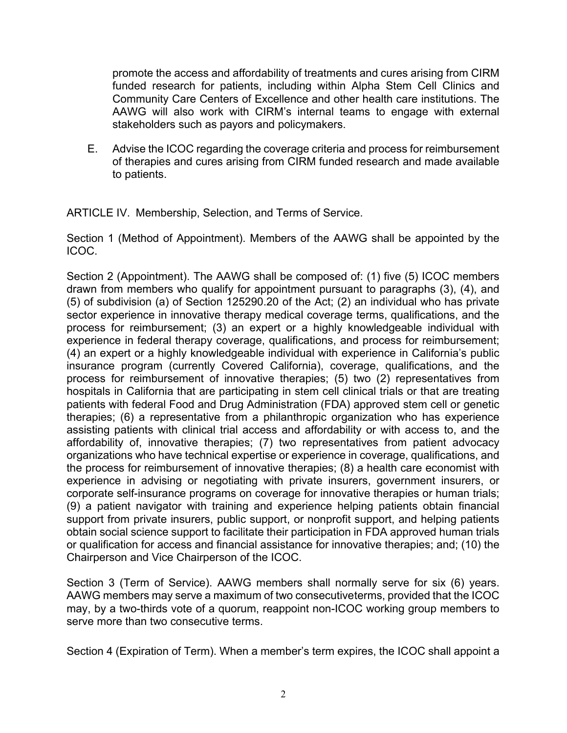promote the access and affordability of treatments and cures arising from CIRM funded research for patients, including within Alpha Stem Cell Clinics and Community Care Centers of Excellence and other health care institutions. The AAWG will also work with CIRM's internal teams to engage with external stakeholders such as payors and policymakers.

E. Advise the ICOC regarding the coverage criteria and process for reimbursement of therapies and cures arising from CIRM funded research and made available to patients.

ARTICLE IV. Membership, Selection, and Terms of Service.

Section 1 (Method of Appointment). Members of the AAWG shall be appointed by the ICOC.

Section 2 (Appointment). The AAWG shall be composed of: (1) five (5) ICOC members drawn from members who qualify for appointment pursuant to paragraphs (3), (4), and (5) of subdivision (a) of Section 125290.20 of the Act; (2) an individual who has private sector experience in innovative therapy medical coverage terms, qualifications, and the process for reimbursement; (3) an expert or a highly knowledgeable individual with experience in federal therapy coverage, qualifications, and process for reimbursement; (4) an expert or a highly knowledgeable individual with experience in California's public insurance program (currently Covered California), coverage, qualifications, and the process for reimbursement of innovative therapies; (5) two (2) representatives from hospitals in California that are participating in stem cell clinical trials or that are treating patients with federal Food and Drug Administration (FDA) approved stem cell or genetic therapies; (6) a representative from a philanthropic organization who has experience assisting patients with clinical trial access and affordability or with access to, and the affordability of, innovative therapies; (7) two representatives from patient advocacy organizations who have technical expertise or experience in coverage, qualifications, and the process for reimbursement of innovative therapies; (8) a health care economist with experience in advising or negotiating with private insurers, government insurers, or corporate self-insurance programs on coverage for innovative therapies or human trials; (9) a patient navigator with training and experience helping patients obtain financial support from private insurers, public support, or nonprofit support, and helping patients obtain social science support to facilitate their participation in FDA approved human trials or qualification for access and financial assistance for innovative therapies; and; (10) the Chairperson and Vice Chairperson of the ICOC.

Section 3 (Term of Service). AAWG members shall normally serve for six (6) years. AAWG members may serve a maximum of two consecutiveterms, provided that the ICOC may, by a two-thirds vote of a quorum, reappoint non-ICOC working group members to serve more than two consecutive terms.

Section 4 (Expiration of Term). When a member's term expires, the ICOC shall appoint a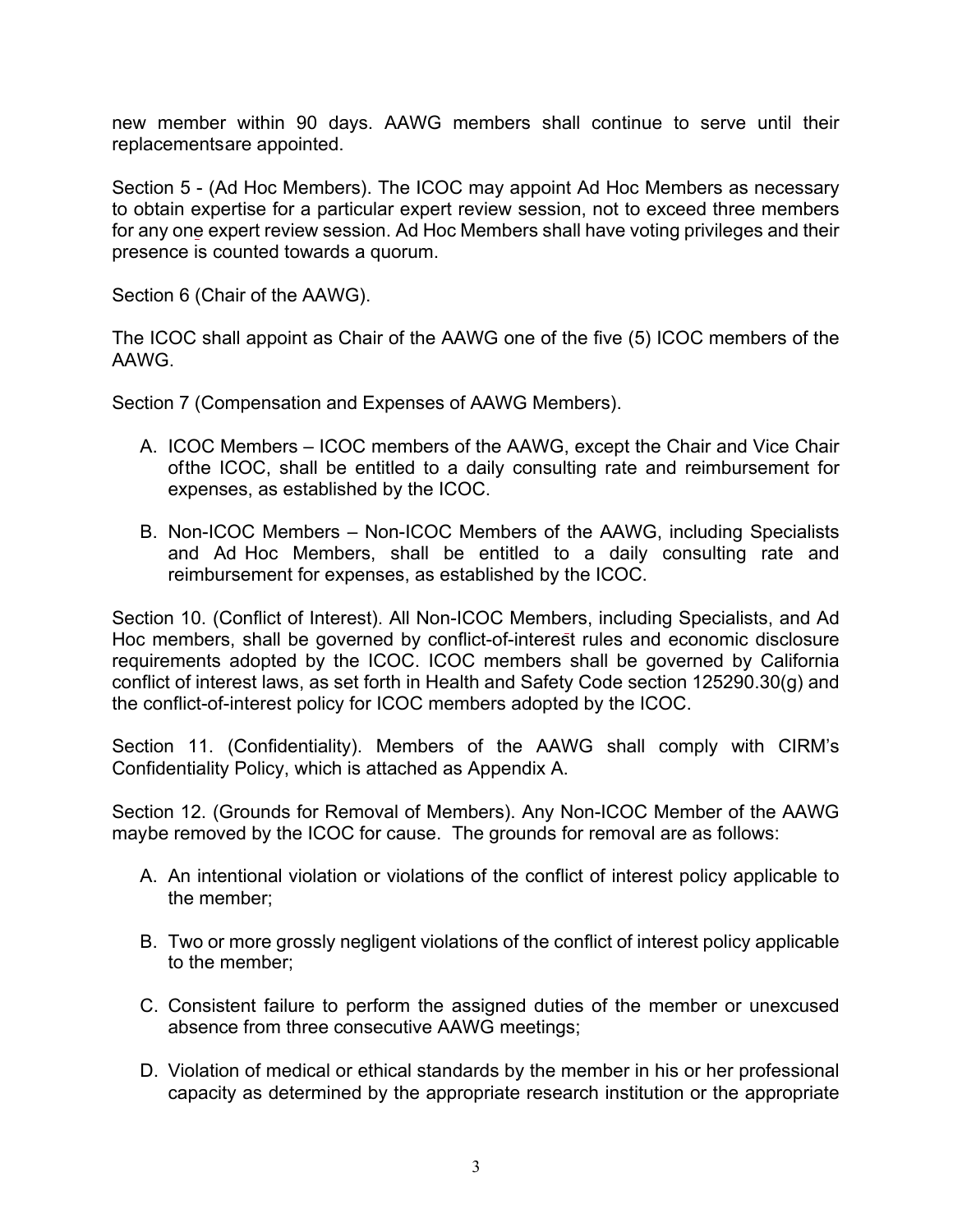new member within 90 days. AAWG members shall continue to serve until their replacementsare appointed.

Section 5 - (Ad Hoc Members). The ICOC may appoint Ad Hoc Members as necessary to obtain expertise for a particular expert review session, not to exceed three members for any one expert review session. Ad Hoc Members shall have voting privileges and their presence is counted towards a quorum.

Section 6 (Chair of the AAWG).

The ICOC shall appoint as Chair of the AAWG one of the five (5) ICOC members of the AAWG.

Section 7 (Compensation and Expenses of AAWG Members).

A. ICOC Members – ICOC members of the AAWG, except the Chair and Vice Chair ofthe ICOC, shall be entitled to a daily consulting rate and reimbursement for expenses, as established by the ICOC.

B. Non-ICOC Members – Non-ICOC Members of the AAWG, including Specialists and Ad Hoc Members, shall be entitled to a daily consulting rate and reimbursement for expenses, as established by the ICOC.

Section 10. (Conflict of Interest). All Non-ICOC Members, including Specialists, and Ad Hoc members, shall be governed by conflict-of-interest rules and economic disclosure requirements adopted by the ICOC. ICOC members shall be governed by California conflict of interest laws, as set forth in Health and Safety Code section 125290.30(g) and the conflict-of-interest policy for ICOC members adopted by the ICOC.

Section 11. (Confidentiality). Members of the AAWG shall comply with CIRM's Confidentiality Policy, which is attached as Appendix A.

Section 12. (Grounds for Removal of Members). Any Non-ICOC Member of the AAWG maybe removed by the ICOC for cause. The grounds for removal are as follows:

A. An intentional violation or violations of the conflict of interest policy applicable to the member;

B. Two or more grossly negligent violations of the conflict of interest policy applicable to the member;

C. Consistent failure to perform the assigned duties of the member or unexcused absence from three consecutive AAWG meetings;

D. Violation of medical or ethical standards by the member in his or her professional capacity as determined by the appropriate research institution or the appropriate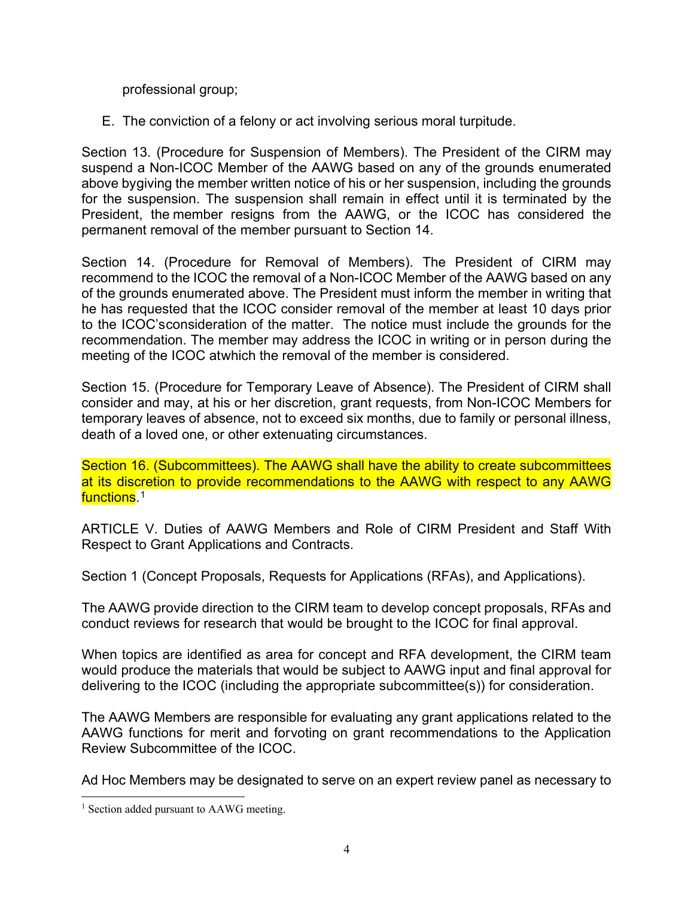professional group;

E. The conviction of a felony or act involving serious moral turpitude.

Section 13. (Procedure for Suspension of Members). The President of the CIRM may suspend a Non-ICOC Member of the AAWG based on any of the grounds enumerated above bygiving the member written notice of his or her suspension, including the grounds for the suspension. The suspension shall remain in effect until it is terminated by the President, the member resigns from the AAWG, or the ICOC has considered the permanent removal of the member pursuant to Section 14.

Section 14. (Procedure for Removal of Members). The President of CIRM may recommend to the ICOC the removal of a Non-ICOC Member of the AAWG based on any of the grounds enumerated above. The President must inform the member in writing that he has requested that the ICOC consider removal of the member at least 10 days prior to the ICOC'sconsideration of the matter. The notice must include the grounds for the recommendation. The member may address the ICOC in writing or in person during the meeting of the ICOC atwhich the removal of the member is considered.

Section 15. (Procedure for Temporary Leave of Absence). The President of CIRM shall consider and may, at his or her discretion, grant requests, from Non-ICOC Members for temporary leaves of absence, not to exceed six months, due to family or personal illness, death of a loved one, or other extenuating circumstances.

Section 16. (Subcommittees). The AAWG shall have the ability to create subcommittees at its discretion to provide recommendations to the AAWG with respect to any AAWG functions.[1]

ARTICLE V. Duties of AAWG Members and Role of CIRM President and Staff With Respect to Grant Applications and Contracts.

Section 1 (Concept Proposals, Requests for Applications (RFAs), and Applications).

The AAWG provide direction to the CIRM team to develop concept proposals, RFAs and conduct reviews for research that would be brought to the ICOC for final approval.

When topics are identified as area for concept and RFA development, the CIRM team would produce the materials that would be subject to AAWG input and final approval for delivering to the ICOC (including the appropriate subcommittee(s)) for consideration.

The AAWG Members are responsible for evaluating any grant applications related to the AAWG functions for merit and forvoting on grant recommendations to the Application Review Subcommittee of the ICOC.

Ad Hoc Members may be designated to serve on an expert review panel as necessary to

[1] Section added pursuant to AAWG meeting.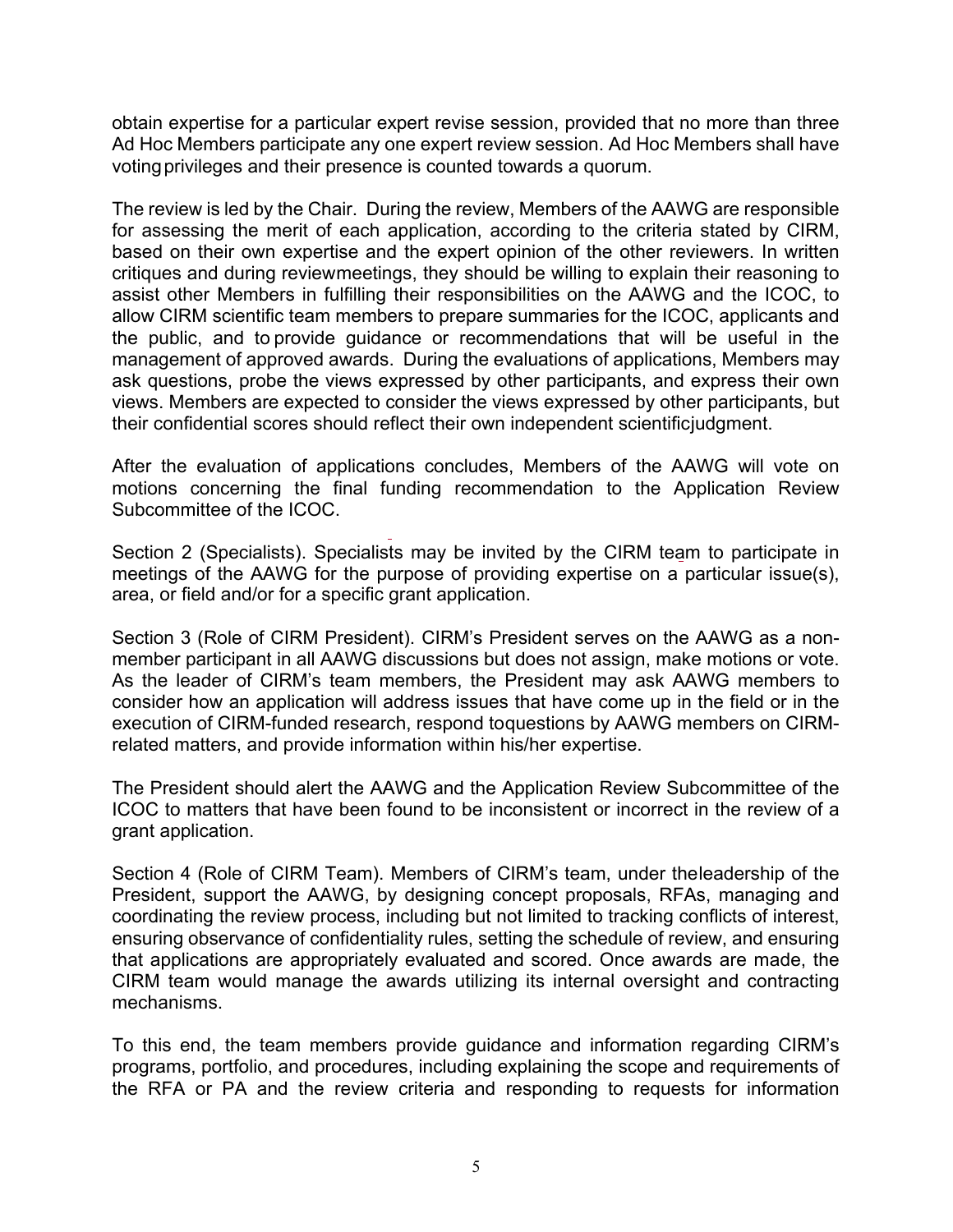obtain expertise for a particular expert revise session, provided that no more than three Ad Hoc Members participate any one expert review session. Ad Hoc Members shall have voting privileges and their presence is counted towards a quorum.

The review is led by the Chair. During the review, Members of the AAWG are responsible for assessing the merit of each application, according to the criteria stated by CIRM, based on their own expertise and the expert opinion of the other reviewers. In written critiques and during review meetings, they should be willing to explain their reasoning to assist other Members in fulfilling their responsibilities on the AAWG and the ICOC, to allow CIRM scientific team members to prepare summaries for the ICOC, applicants and the public, and to provide guidance or recommendations that will be useful in the management of approved awards. During the evaluations of applications, Members may ask questions, probe the views expressed by other participants, and express their own views. Members are expected to consider the views expressed by other participants, but their confidential scores should reflect their own independent scientific judgment.

After the evaluation of applications concludes, Members of the AAWG will vote on motions concerning the final funding recommendation to the Application Review Subcommittee of the ICOC.

Section 2 (Specialists). Specialists may be invited by the CIRM team to participate in meetings of the AAWG for the purpose of providing expertise on a particular issue(s), area, or field and/or for a specific grant application.

Section 3 (Role of CIRM President). CIRM's President serves on the AAWG as a non-member participant in all AAWG discussions but does not assign, make motions or vote. As the leader of CIRM's team members, the President may ask AAWG members to consider how an application will address issues that have come up in the field or in the execution of CIRM-funded research, respond to questions by AAWG members on CIRM-related matters, and provide information within his/her expertise.

The President should alert the AAWG and the Application Review Subcommittee of the ICOC to matters that have been found to be inconsistent or incorrect in the review of a grant application.

Section 4 (Role of CIRM Team). Members of CIRM's team, under the leadership of the President, support the AAWG, by designing concept proposals, RFAs, managing and coordinating the review process, including but not limited to tracking conflicts of interest, ensuring observance of confidentiality rules, setting the schedule of review, and ensuring that applications are appropriately evaluated and scored. Once awards are made, the CIRM team would manage the awards utilizing its internal oversight and contracting mechanisms.

To this end, the team members provide guidance and information regarding CIRM's programs, portfolio, and procedures, including explaining the scope and requirements of the RFA or PA and the review criteria and responding to requests for information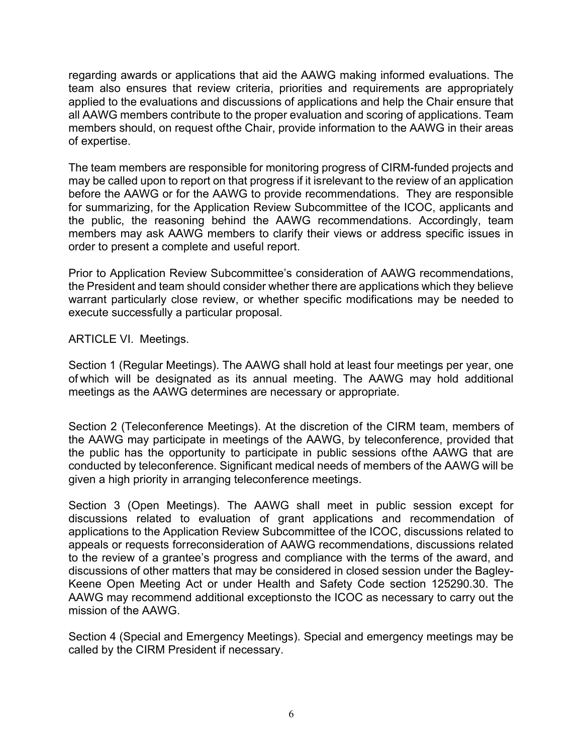regarding awards or applications that aid the AAWG making informed evaluations. The team also ensures that review criteria, priorities and requirements are appropriately applied to the evaluations and discussions of applications and help the Chair ensure that all AAWG members contribute to the proper evaluation and scoring of applications. Team members should, on request ofthe Chair, provide information to the AAWG in their areas of expertise.

The team members are responsible for monitoring progress of CIRM-funded projects and may be called upon to report on that progress if it isrelevant to the review of an application before the AAWG or for the AAWG to provide recommendations. They are responsible for summarizing, for the Application Review Subcommittee of the ICOC, applicants and the public, the reasoning behind the AAWG recommendations. Accordingly, team members may ask AAWG members to clarify their views or address specific issues in order to present a complete and useful report.

Prior to Application Review Subcommittee's consideration of AAWG recommendations, the President and team should consider whether there are applications which they believe warrant particularly close review, or whether specific modifications may be needed to execute successfully a particular proposal.

ARTICLE VI. Meetings.

Section 1 (Regular Meetings). The AAWG shall hold at least four meetings per year, one of which will be designated as its annual meeting. The AAWG may hold additional meetings as the AAWG determines are necessary or appropriate.

Section 2 (Teleconference Meetings). At the discretion of the CIRM team, members of the AAWG may participate in meetings of the AAWG, by teleconference, provided that the public has the opportunity to participate in public sessions ofthe AAWG that are conducted by teleconference. Significant medical needs of members of the AAWG will be given a high priority in arranging teleconference meetings.

Section 3 (Open Meetings). The AAWG shall meet in public session except for discussions related to evaluation of grant applications and recommendation of applications to the Application Review Subcommittee of the ICOC, discussions related to appeals or requests forreconsideration of AAWG recommendations, discussions related to the review of a grantee's progress and compliance with the terms of the award, and discussions of other matters that may be considered in closed session under the Bagley-Keene Open Meeting Act or under Health and Safety Code section 125290.30. The AAWG may recommend additional exceptionsto the ICOC as necessary to carry out the mission of the AAWG.

Section 4 (Special and Emergency Meetings). Special and emergency meetings may be called by the CIRM President if necessary.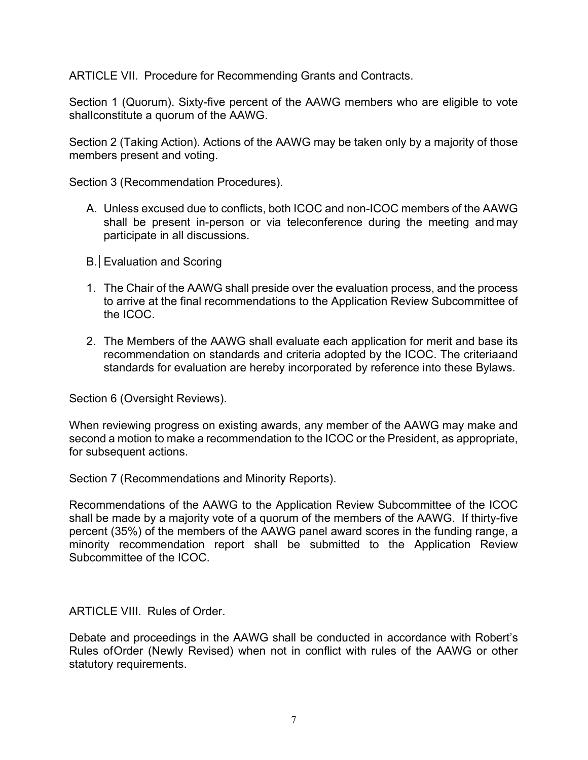ARTICLE VII. Procedure for Recommending Grants and Contracts.

Section 1 (Quorum). Sixty-five percent of the AAWG members who are eligible to vote shallconstitute a quorum of the AAWG.

Section 2 (Taking Action). Actions of the AAWG may be taken only by a majority of those members present and voting.

Section 3 (Recommendation Procedures).

A. Unless excused due to conflicts, both ICOC and non-ICOC members of the AAWG shall be present in-person or via teleconference during the meeting and may participate in all discussions.

B. Evaluation and Scoring

1. The Chair of the AAWG shall preside over the evaluation process, and the process to arrive at the final recommendations to the Application Review Subcommittee of the ICOC.
2. The Members of the AAWG shall evaluate each application for merit and base its recommendation on standards and criteria adopted by the ICOC. The criteriaand standards for evaluation are hereby incorporated by reference into these Bylaws.

Section 6 (Oversight Reviews).

When reviewing progress on existing awards, any member of the AAWG may make and second a motion to make a recommendation to the ICOC or the President, as appropriate, for subsequent actions.

Section 7 (Recommendations and Minority Reports).

Recommendations of the AAWG to the Application Review Subcommittee of the ICOC shall be made by a majority vote of a quorum of the members of the AAWG. If thirty-five percent (35%) of the members of the AAWG panel award scores in the funding range, a minority recommendation report shall be submitted to the Application Review Subcommittee of the ICOC.

ARTICLE VIII. Rules of Order.

Debate and proceedings in the AAWG shall be conducted in accordance with Robert's Rules ofOrder (Newly Revised) when not in conflict with rules of the AAWG or other statutory requirements.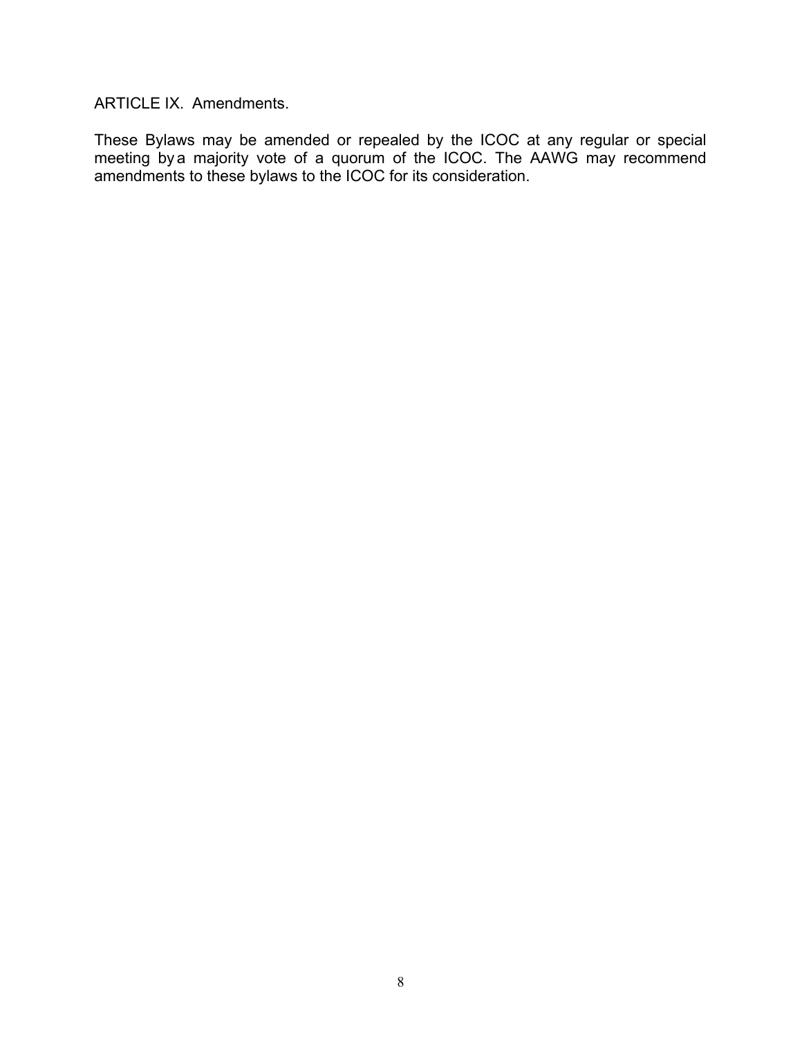## ARTICLE IX. Amendments.

These Bylaws may be amended or repealed by the ICOC at any regular or special meeting by a majority vote of a quorum of the ICOC. The AAWG may recommend amendments to these bylaws to the ICOC for its consideration.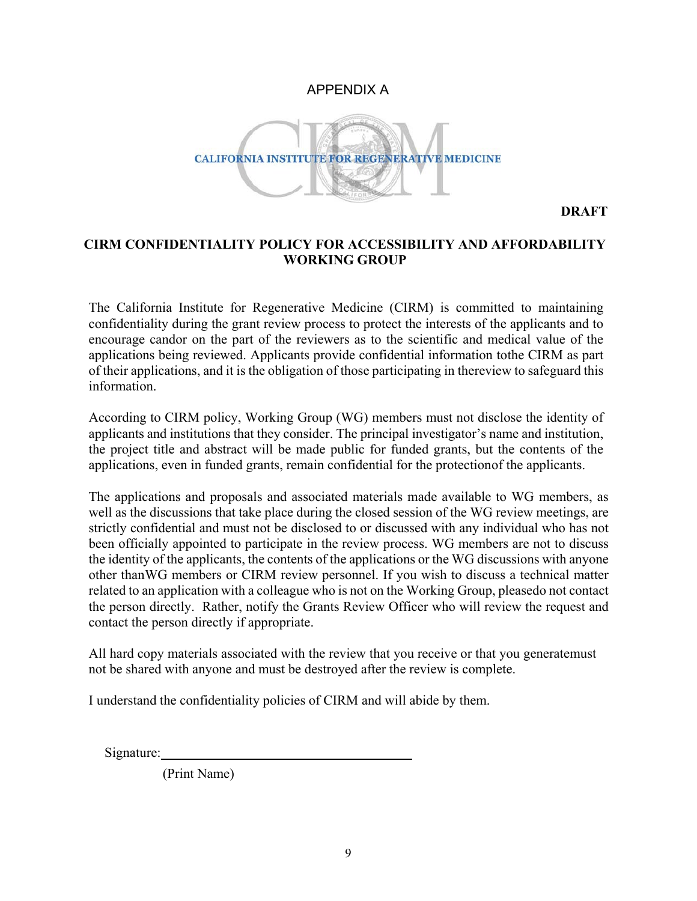APPENDIX A

CALIFORNIA INSTITUTE FOR REGENERATIVE MEDICINE

**DRAFT**

## CIRM CONFIDENTIALITY POLICY FOR ACCESSIBILITY AND AFFORDABILITY WORKING GROUP

The California Institute for Regenerative Medicine (CIRM) is committed to maintaining confidentiality during the grant review process to protect the interests of the applicants and to encourage candor on the part of the reviewers as to the scientific and medical value of the applications being reviewed. Applicants provide confidential information tothe CIRM as part of their applications, and it is the obligation of those participating in thereview to safeguard this information.

According to CIRM policy, Working Group (WG) members must not disclose the identity of applicants and institutions that they consider. The principal investigator's name and institution, the project title and abstract will be made public for funded grants, but the contents of the applications, even in funded grants, remain confidential for the protectionof the applicants.

The applications and proposals and associated materials made available to WG members, as well as the discussions that take place during the closed session of the WG review meetings, are strictly confidential and must not be disclosed to or discussed with any individual who has not been officially appointed to participate in the review process. WG members are not to discuss the identity of the applicants, the contents of the applications or the WG discussions with anyone other thanWG members or CIRM review personnel. If you wish to discuss a technical matter related to an application with a colleague who is not on the Working Group, pleasedo not contact the person directly. Rather, notify the Grants Review Officer who will review the request and contact the person directly if appropriate.

All hard copy materials associated with the review that you receive or that you generatemust not be shared with anyone and must be destroyed after the review is complete.

I understand the confidentiality policies of CIRM and will abide by them.

Signature: ______________________________________

(Print Name)